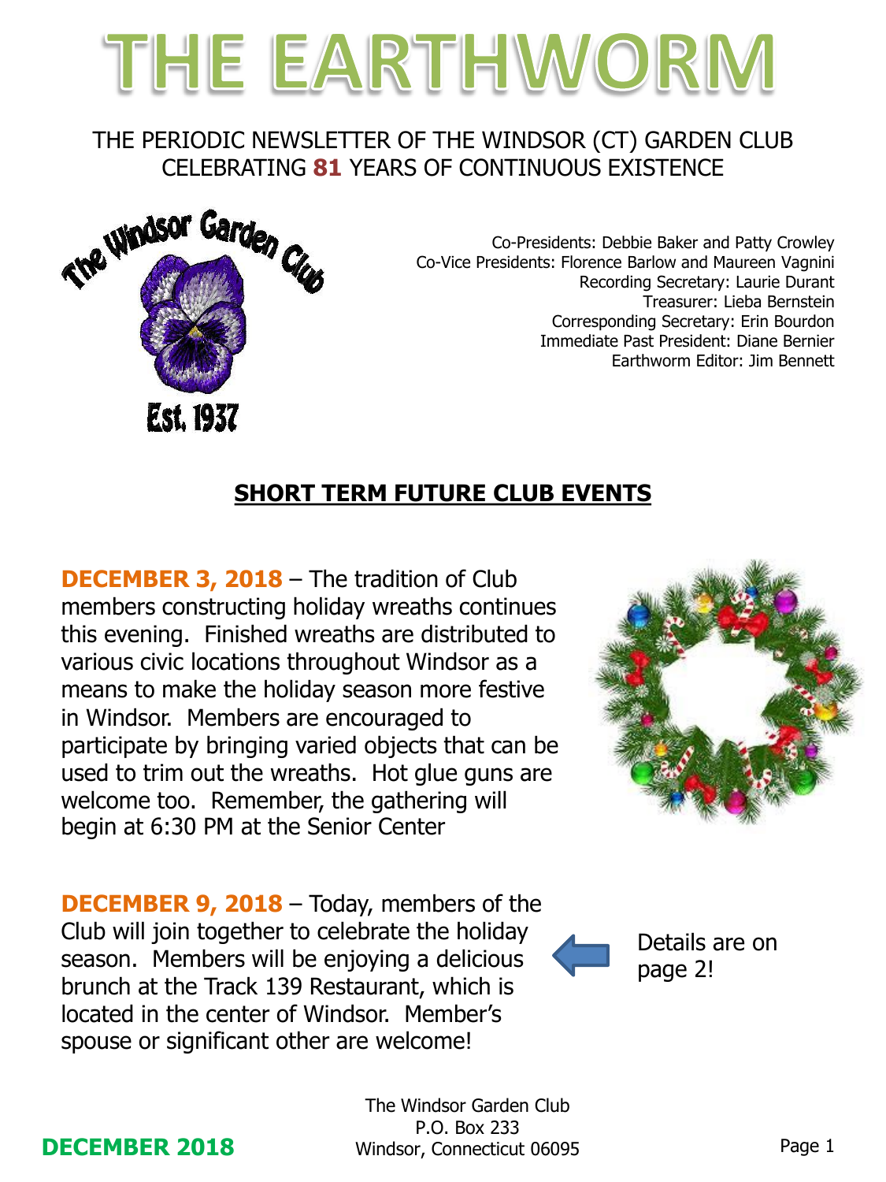# THE EARTHWORM

THE PERIODIC NEWSLETTER OF THE WINDSOR (CT) GARDEN CLUB
CELEBRATING **81** YEARS OF CONTINUOUS EXISTENCE

The Windsor Garden Club
Est. 1937

Co-Presidents: Debbie Baker and Patty Crowley
Co-Vice Presidents: Florence Barlow and Maureen Vagnini
Recording Secretary: Laurie Durant
Treasurer: Lieba Bernstein
Corresponding Secretary: Erin Bourdon
Immediate Past President: Diane Bernier
Earthworm Editor: Jim Bennett

## SHORT TERM FUTURE CLUB EVENTS

**DECEMBER 3, 2018** – The tradition of Club members constructing holiday wreaths continues this evening. Finished wreaths are distributed to various civic locations throughout Windsor as a means to make the holiday season more festive in Windsor. Members are encouraged to participate by bringing varied objects that can be used to trim out the wreaths. Hot glue guns are welcome too. Remember, the gathering will begin at 6:30 PM at the Senior Center

**DECEMBER 9, 2018** – Today, members of the Club will join together to celebrate the holiday season. Members will be enjoying a delicious brunch at the Track 139 Restaurant, which is located in the center of Windsor. Member's spouse or significant other are welcome!

Details are on page 2!

The Windsor Garden Club
P.O. Box 233
Windsor, Connecticut 06095

DECEMBER 2018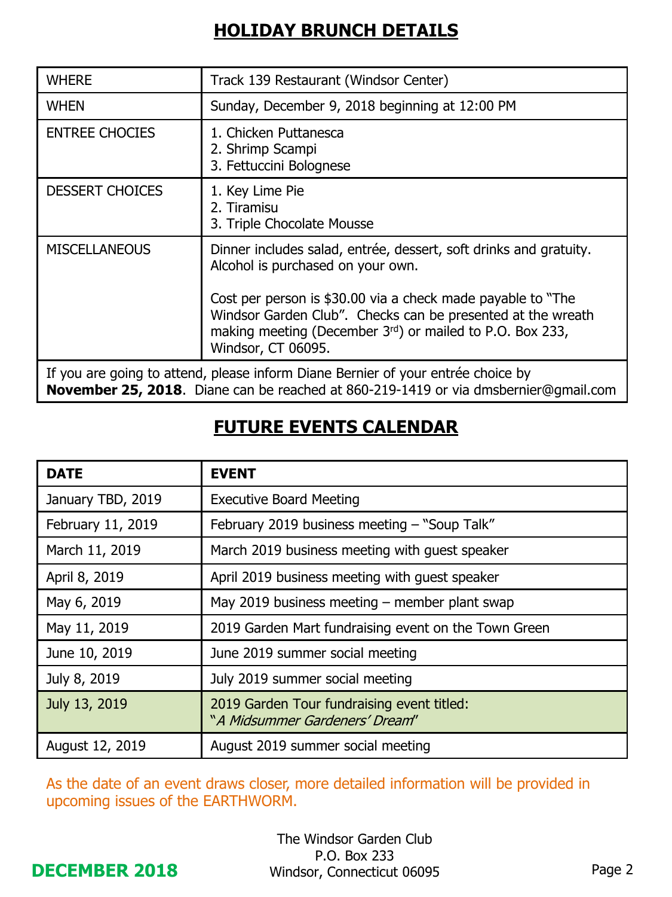## HOLIDAY BRUNCH DETAILS

| | |
|---|---|
| WHERE | Track 139 Restaurant (Windsor Center) |
| WHEN | Sunday, December 9, 2018 beginning at 12:00 PM |
| ENTREE CHOCIES | 1. Chicken Puttanesca<br>2. Shrimp Scampi<br>3. Fettuccini Bolognese |
| DESSERT CHOICES | 1. Key Lime Pie<br>2. Tiramisu<br>3. Triple Chocolate Mousse |
| MISCELLANEOUS | Dinner includes salad, entrée, dessert, soft drinks and gratuity. Alcohol is purchased on your own.<br><br>Cost per person is $30.00 via a check made payable to "The Windsor Garden Club". Checks can be presented at the wreath making meeting (December 3rd) or mailed to P.O. Box 233, Windsor, CT 06095. |
| If you are going to attend, please inform Diane Bernier of your entrée choice by **November 25, 2018**. Diane can be reached at 860-219-1419 or via dmsbernier@gmail.com | |

## FUTURE EVENTS CALENDAR

| DATE | EVENT |
|---|---|
| January TBD, 2019 | Executive Board Meeting |
| February 11, 2019 | February 2019 business meeting – "Soup Talk" |
| March 11, 2019 | March 2019 business meeting with guest speaker |
| April 8, 2019 | April 2019 business meeting with guest speaker |
| May 6, 2019 | May 2019 business meeting – member plant swap |
| May 11, 2019 | 2019 Garden Mart fundraising event on the Town Green |
| June 10, 2019 | June 2019 summer social meeting |
| July 8, 2019 | July 2019 summer social meeting |
| July 13, 2019 | 2019 Garden Tour fundraising event titled: "*A Midsummer Gardeners' Dream*" |
| August 12, 2019 | August 2019 summer social meeting |

As the date of an event draws closer, more detailed information will be provided in upcoming issues of the EARTHWORM.

The Windsor Garden Club
P.O. Box 233
Windsor, Connecticut 06095

**DECEMBER 2018**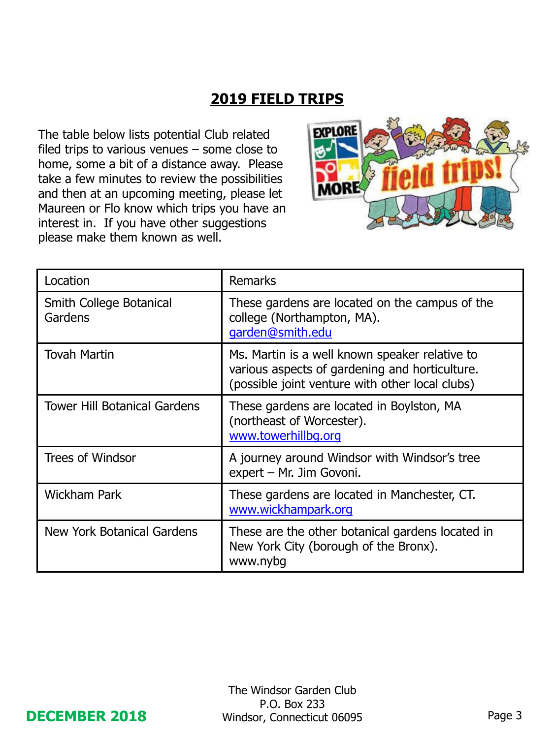## 2019 FIELD TRIPS

The table below lists potential Club related filed trips to various venues – some close to home, some a bit of a distance away. Please take a few minutes to review the possibilities and then at an upcoming meeting, please let Maureen or Flo know which trips you have an interest in. If you have other suggestions please make them known as well.

| Location | Remarks |
| --- | --- |
| Smith College Botanical Gardens | These gardens are located on the campus of the college (Northampton, MA). garden@smith.edu |
| Tovah Martin | Ms. Martin is a well known speaker relative to various aspects of gardening and horticulture. (possible joint venture with other local clubs) |
| Tower Hill Botanical Gardens | These gardens are located in Boylston, MA (northeast of Worcester). www.towerhillbg.org |
| Trees of Windsor | A journey around Windsor with Windsor's tree expert – Mr. Jim Govoni. |
| Wickham Park | These gardens are located in Manchester, CT. www.wickhampark.org |
| New York Botanical Gardens | These are the other botanical gardens located in New York City (borough of the Bronx). www.nybg |

DECEMBER 2018

The Windsor Garden Club
P.O. Box 233
Windsor, Connecticut 06095